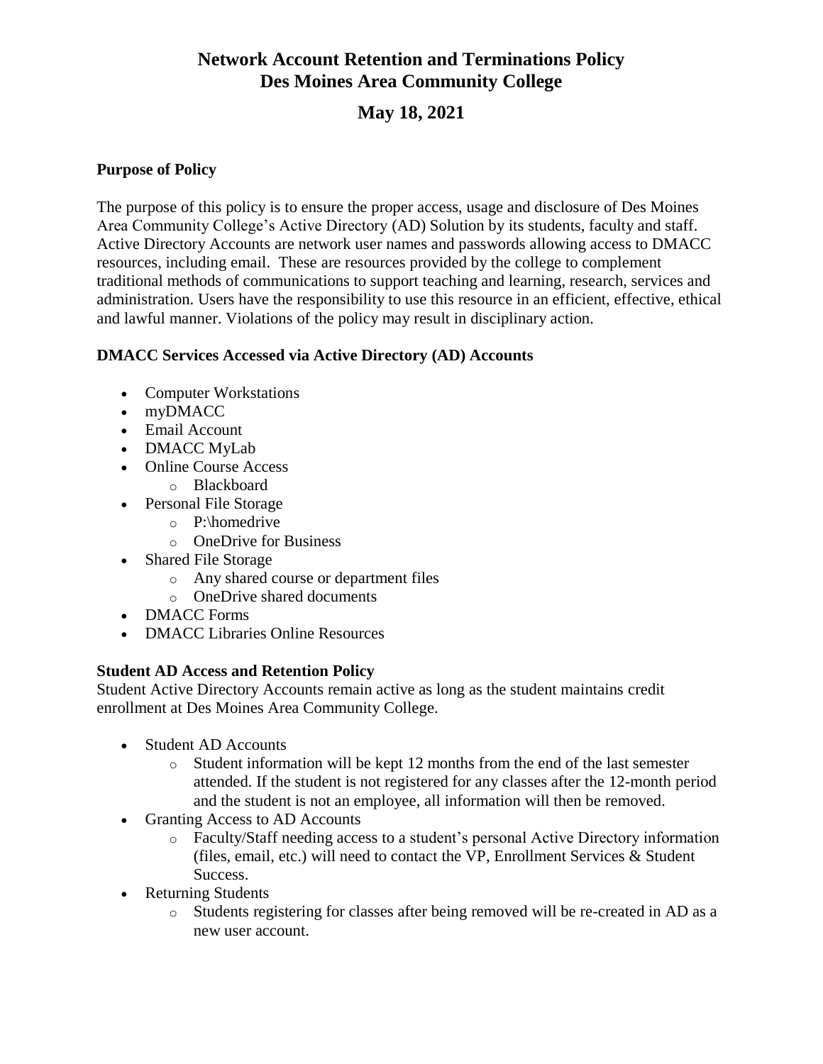# Network Account Retention and Terminations Policy
# Des Moines Area Community College

## May 18, 2021

### Purpose of Policy

The purpose of this policy is to ensure the proper access, usage and disclosure of Des Moines Area Community College's Active Directory (AD) Solution by its students, faculty and staff. Active Directory Accounts are network user names and passwords allowing access to DMACC resources, including email. These are resources provided by the college to complement traditional methods of communications to support teaching and learning, research, services and administration. Users have the responsibility to use this resource in an efficient, effective, ethical and lawful manner. Violations of the policy may result in disciplinary action.

### DMACC Services Accessed via Active Directory (AD) Accounts

- Computer Workstations
- myDMACC
- Email Account
- DMACC MyLab
- Online Course Access
  - Blackboard
- Personal File Storage
  - P:\homedrive
  - OneDrive for Business
- Shared File Storage
  - Any shared course or department files
  - OneDrive shared documents
- DMACC Forms
- DMACC Libraries Online Resources

### Student AD Access and Retention Policy

Student Active Directory Accounts remain active as long as the student maintains credit enrollment at Des Moines Area Community College.

- Student AD Accounts
  - Student information will be kept 12 months from the end of the last semester attended. If the student is not registered for any classes after the 12-month period and the student is not an employee, all information will then be removed.
- Granting Access to AD Accounts
  - Faculty/Staff needing access to a student's personal Active Directory information (files, email, etc.) will need to contact the VP, Enrollment Services & Student Success.
- Returning Students
  - Students registering for classes after being removed will be re-created in AD as a new user account.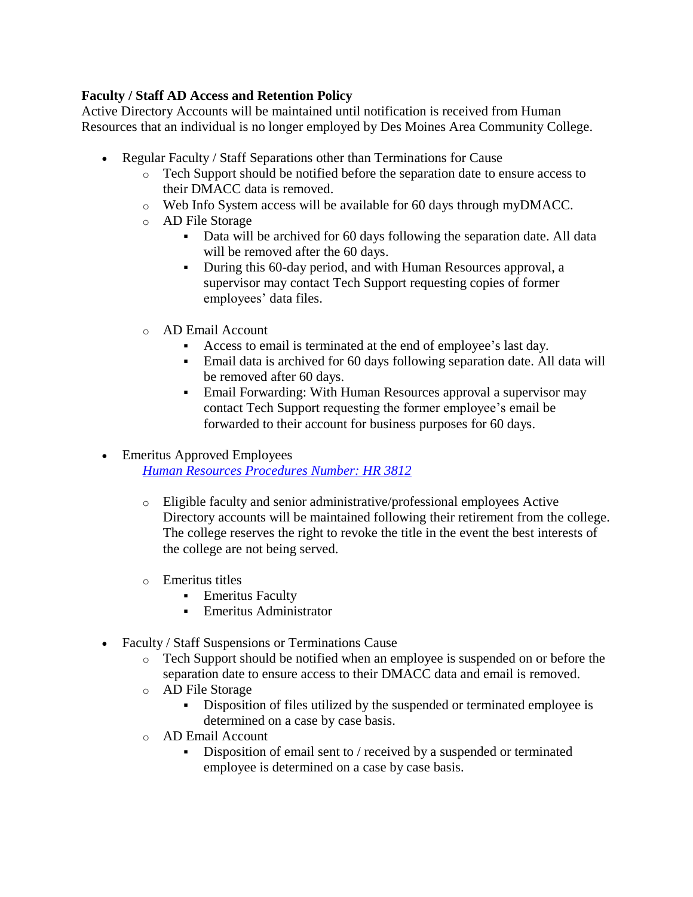**Faculty / Staff AD Access and Retention Policy**

Active Directory Accounts will be maintained until notification is received from Human Resources that an individual is no longer employed by Des Moines Area Community College.

- Regular Faculty / Staff Separations other than Terminations for Cause
  - Tech Support should be notified before the separation date to ensure access to their DMACC data is removed.
  - Web Info System access will be available for 60 days through myDMACC.
  - AD File Storage
    - Data will be archived for 60 days following the separation date. All data will be removed after the 60 days.
    - During this 60-day period, and with Human Resources approval, a supervisor may contact Tech Support requesting copies of former employees' data files.
  - AD Email Account
    - Access to email is terminated at the end of employee's last day.
    - Email data is archived for 60 days following separation date. All data will be removed after 60 days.
    - Email Forwarding: With Human Resources approval a supervisor may contact Tech Support requesting the former employee's email be forwarded to their account for business purposes for 60 days.
- Emeritus Approved Employees

  *Human Resources Procedures Number: HR 3812*

  - Eligible faculty and senior administrative/professional employees Active Directory accounts will be maintained following their retirement from the college. The college reserves the right to revoke the title in the event the best interests of the college are not being served.
  - Emeritus titles
    - Emeritus Faculty
    - Emeritus Administrator
- Faculty / Staff Suspensions or Terminations Cause
  - Tech Support should be notified when an employee is suspended on or before the separation date to ensure access to their DMACC data and email is removed.
  - AD File Storage
    - Disposition of files utilized by the suspended or terminated employee is determined on a case by case basis.
  - AD Email Account
    - Disposition of email sent to / received by a suspended or terminated employee is determined on a case by case basis.